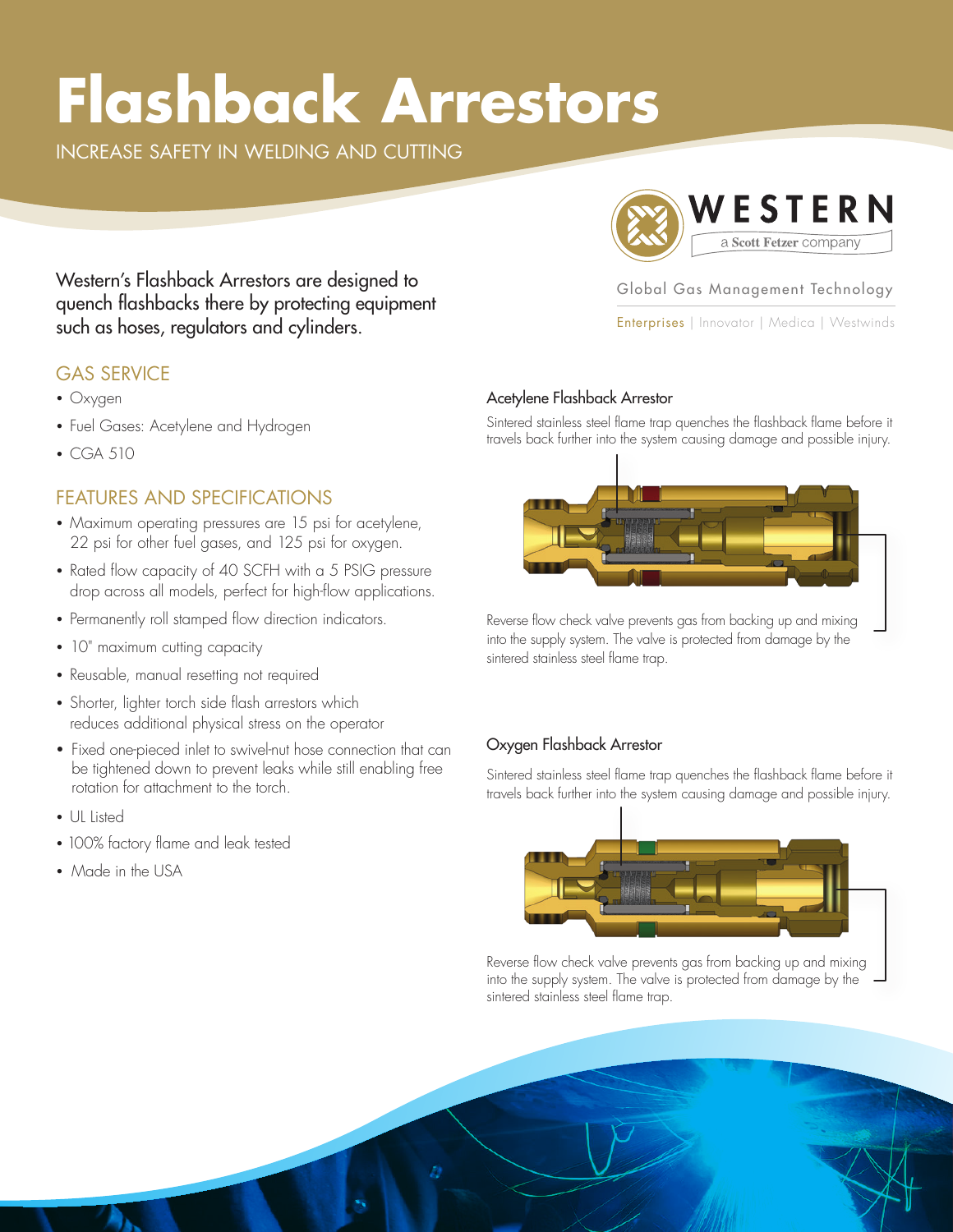# Flashback Arrestors

INCREASE SAFETY IN WELDING AND CUTTING

WESTERN
a Scott Fetzer company

Global Gas Management Technology

Enterprises | Innovator | Medica | Westwinds

Western's Flashback Arrestors are designed to quench flashbacks there by protecting equipment such as hoses, regulators and cylinders.

## GAS SERVICE

- Oxygen
- Fuel Gases: Acetylene and Hydrogen
- CGA 510

## FEATURES AND SPECIFICATIONS

- Maximum operating pressures are 15 psi for acetylene, 22 psi for other fuel gases, and 125 psi for oxygen.
- Rated flow capacity of 40 SCFH with a 5 PSIG pressure drop across all models, perfect for high-flow applications.
- Permanently roll stamped flow direction indicators.
- 10" maximum cutting capacity
- Reusable, manual resetting not required
- Shorter, lighter torch side flash arrestors which reduces additional physical stress on the operator
- Fixed one-pieced inlet to swivel-nut hose connection that can be tightened down to prevent leaks while still enabling free rotation for attachment to the torch.
- UL Listed
- 100% factory flame and leak tested
- Made in the USA

### Acetylene Flashback Arrestor

Sintered stainless steel flame trap quenches the flashback flame before it travels back further into the system causing damage and possible injury.

Reverse flow check valve prevents gas from backing up and mixing into the supply system. The valve is protected from damage by the sintered stainless steel flame trap.

### Oxygen Flashback Arrestor

Sintered stainless steel flame trap quenches the flashback flame before it travels back further into the system causing damage and possible injury.

Reverse flow check valve prevents gas from backing up and mixing into the supply system. The valve is protected from damage by the sintered stainless steel flame trap.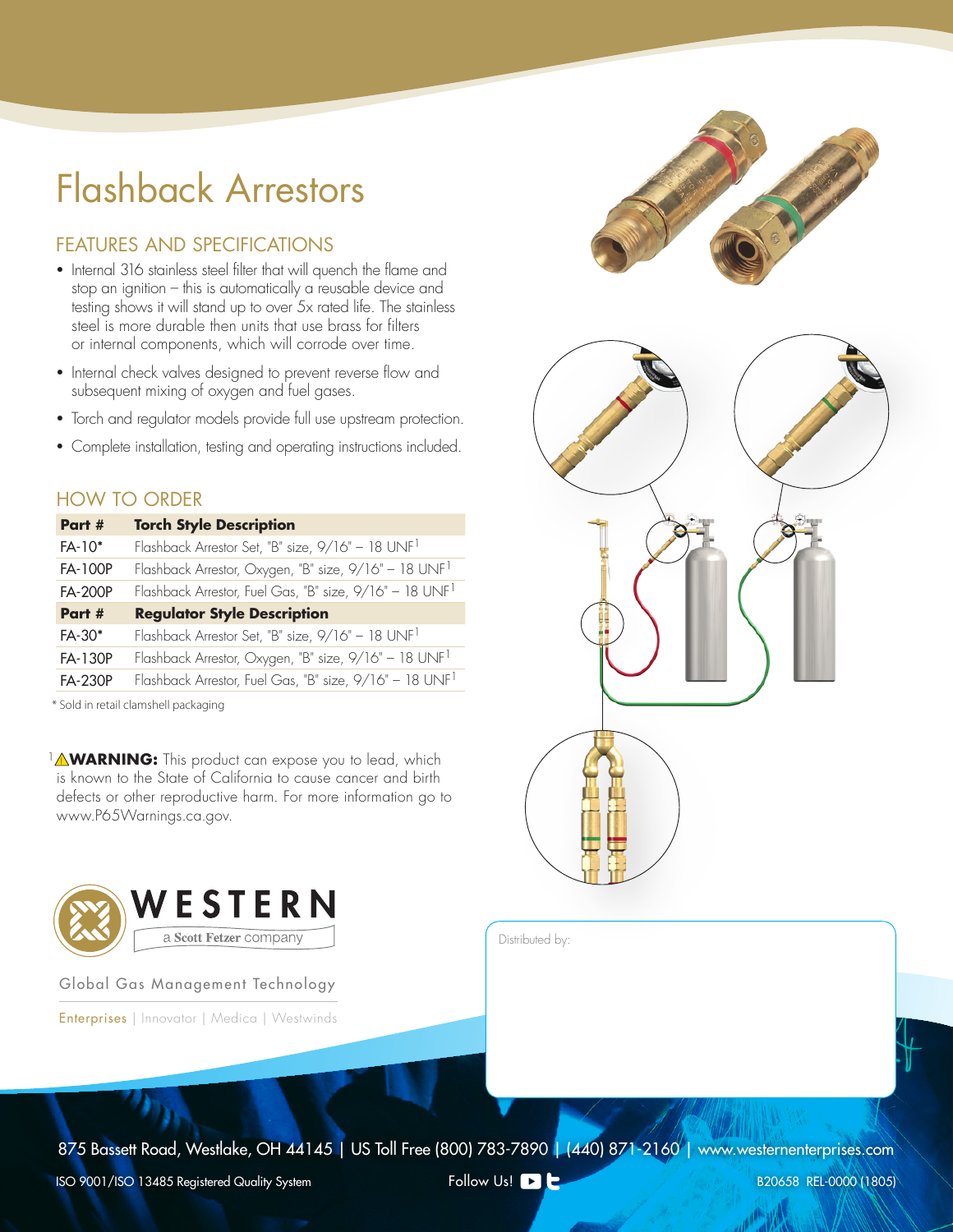# Flashback Arrestors

## FEATURES AND SPECIFICATIONS

- Internal 316 stainless steel filter that will quench the flame and stop an ignition – this is automatically a reusable device and testing shows it will stand up to over 5x rated life. The stainless steel is more durable then units that use brass for filters or internal components, which will corrode over time.
- Internal check valves designed to prevent reverse flow and subsequent mixing of oxygen and fuel gases.
- Torch and regulator models provide full use upstream protection.
- Complete installation, testing and operating instructions included.

## HOW TO ORDER

| Part # | Torch Style Description |
|---|---|
| FA-10* | Flashback Arrestor Set, "B" size, 9/16" – 18 UNF[1] |
| FA-100P | Flashback Arrestor, Oxygen, "B" size, 9/16" – 18 UNF[1] |
| FA-200P | Flashback Arrestor, Fuel Gas, "B" size, 9/16" – 18 UNF[1] |
| **Part #** | **Regulator Style Description** |
| FA-30* | Flashback Arrestor Set, "B" size, 9/16" – 18 UNF[1] |
| FA-130P | Flashback Arrestor, Oxygen, "B" size, 9/16" – 18 UNF[1] |
| FA-230P | Flashback Arrestor, Fuel Gas, "B" size, 9/16" – 18 UNF[1] |

\* Sold in retail clamshell packaging

[1] ⚠ **WARNING:** This product can expose you to lead, which is known to the State of California to cause cancer and birth defects or other reproductive harm. For more information go to www.P65Warnings.ca.gov.

WESTERN
a Scott Fetzer company

Global Gas Management Technology

Enterprises | Innovator | Medica | Westwinds

Distributed by:

875 Bassett Road, Westlake, OH 44145 | US Toll Free (800) 783-7890 | (440) 871-2160 | www.westernenterprises.com

ISO 9001/ISO 13485 Registered Quality System

Follow Us!

B20658 REL-0000 (1805)